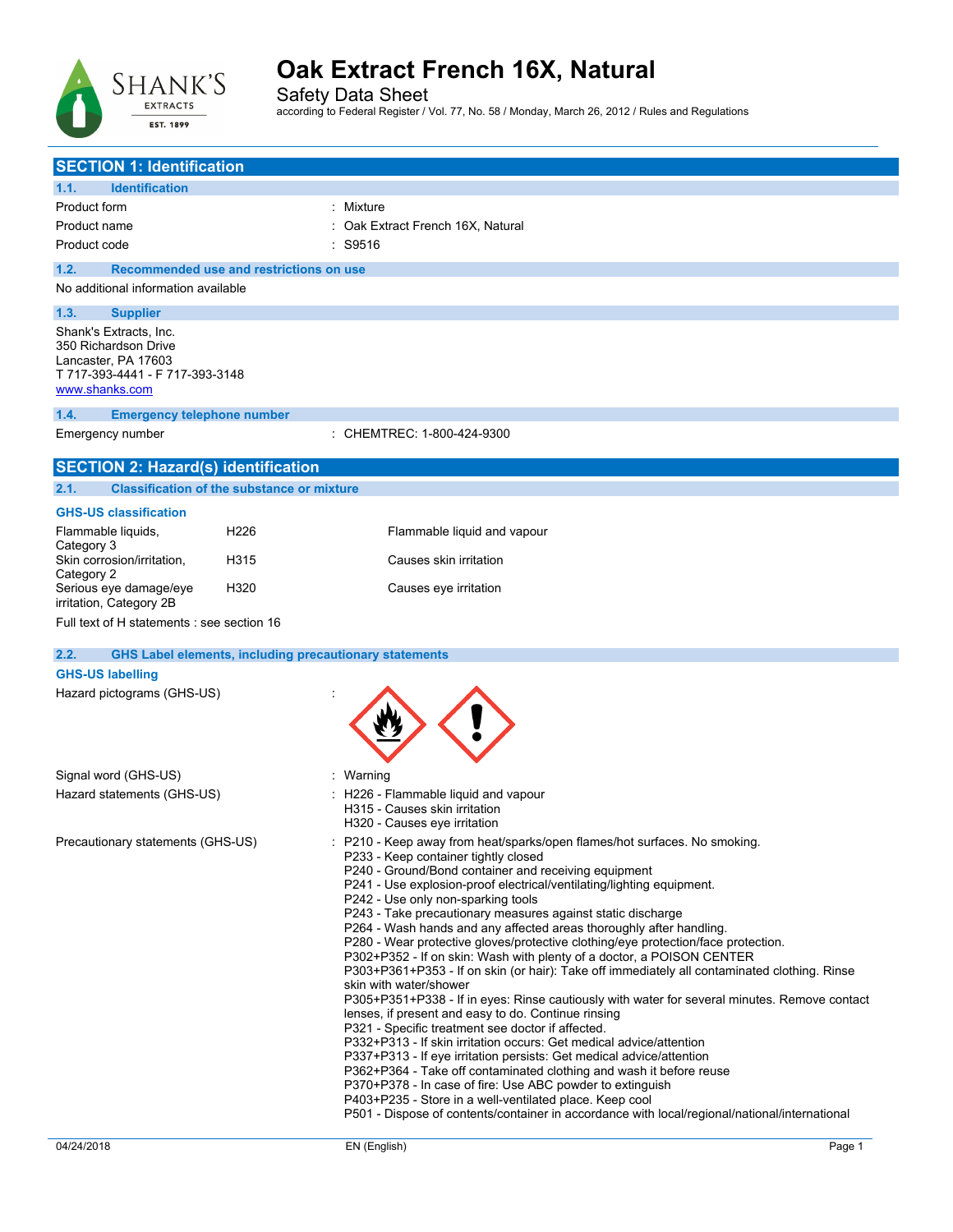# Oak Extract French 16X, Natural

Safety Data Sheet

according to Federal Register / Vol. 77, No. 58 / Monday, March 26, 2012 / Rules and Regulations

## SECTION 1: Identification

### 1.1. Identification

| | |
|---|---|
| Product form | : Mixture |
| Product name | : Oak Extract French 16X, Natural |
| Product code | : S9516 |

### 1.2. Recommended use and restrictions on use

No additional information available

### 1.3. Supplier

Shank's Extracts, Inc.
350 Richardson Drive
Lancaster, PA 17603
T 717-393-4441 - F 717-393-3148
www.shanks.com

### 1.4. Emergency telephone number

| | |
|---|---|
| Emergency number | : CHEMTREC: 1-800-424-9300 |

## SECTION 2: Hazard(s) identification

### 2.1. Classification of the substance or mixture

**GHS-US classification**

| | | |
|---|---|---|
| Flammable liquids, Category 3 | H226 | Flammable liquid and vapour |
| Skin corrosion/irritation, Category 2 | H315 | Causes skin irritation |
| Serious eye damage/eye irritation, Category 2B | H320 | Causes eye irritation |

Full text of H statements : see section 16

### 2.2. GHS Label elements, including precautionary statements

**GHS-US labelling**

Hazard pictograms (GHS-US) :

Signal word (GHS-US) : Warning

Hazard statements (GHS-US) :
H226 - Flammable liquid and vapour
H315 - Causes skin irritation
H320 - Causes eye irritation

Precautionary statements (GHS-US) :
P210 - Keep away from heat/sparks/open flames/hot surfaces. No smoking.
P233 - Keep container tightly closed
P240 - Ground/Bond container and receiving equipment
P241 - Use explosion-proof electrical/ventilating/lighting equipment.
P242 - Use only non-sparking tools
P243 - Take precautionary measures against static discharge
P264 - Wash hands and any affected areas thoroughly after handling.
P280 - Wear protective gloves/protective clothing/eye protection/face protection.
P302+P352 - If on skin: Wash with plenty of a doctor, a POISON CENTER
P303+P361+P353 - If on skin (or hair): Take off immediately all contaminated clothing. Rinse skin with water/shower
P305+P351+P338 - If in eyes: Rinse cautiously with water for several minutes. Remove contact lenses, if present and easy to do. Continue rinsing
P321 - Specific treatment see doctor if affected.
P332+P313 - If skin irritation occurs: Get medical advice/attention
P337+P313 - If eye irritation persists: Get medical advice/attention
P362+P364 - Take off contaminated clothing and wash it before reuse
P370+P378 - In case of fire: Use ABC powder to extinguish
P403+P235 - Store in a well-ventilated place. Keep cool
P501 - Dispose of contents/container in accordance with local/regional/national/international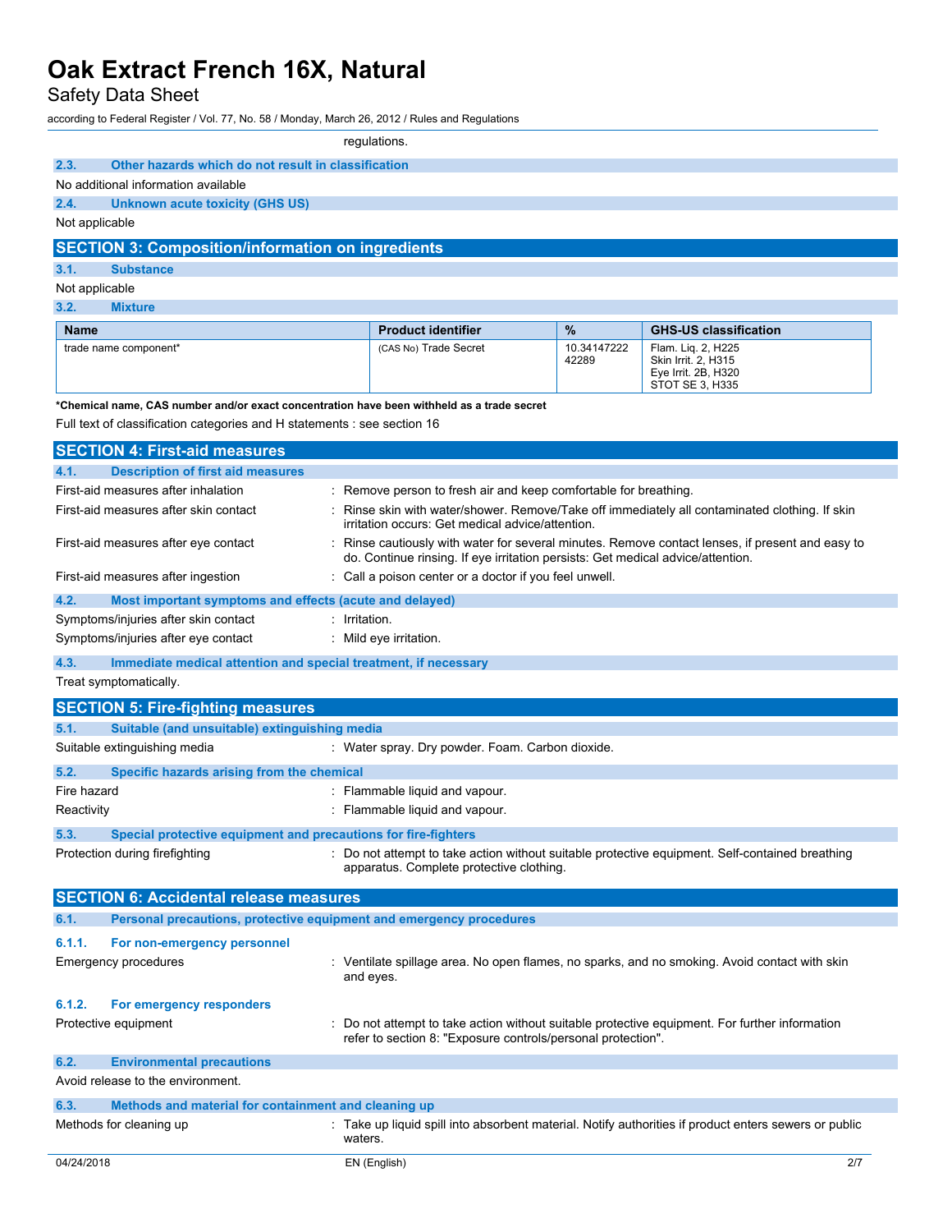regulations.

### 2.3. Other hazards which do not result in classification

No additional information available

### 2.4. Unknown acute toxicity (GHS US)

Not applicable

## SECTION 3: Composition/information on ingredients

### 3.1. Substance

Not applicable

### 3.2. Mixture

| Name | Product identifier | % | GHS-US classification |
|---|---|---|---|
| trade name component* | (CAS No) Trade Secret | 10.34147222 42289 | Flam. Liq. 2, H225<br>Skin Irrit. 2, H315<br>Eye Irrit. 2B, H320<br>STOT SE 3, H335 |

***Chemical name, CAS number and/or exact concentration have been withheld as a trade secret**

Full text of classification categories and H statements : see section 16

## SECTION 4: First-aid measures

### 4.1. Description of first aid measures

First-aid measures after inhalation : Remove person to fresh air and keep comfortable for breathing.

First-aid measures after skin contact : Rinse skin with water/shower. Remove/Take off immediately all contaminated clothing. If skin irritation occurs: Get medical advice/attention.

First-aid measures after eye contact : Rinse cautiously with water for several minutes. Remove contact lenses, if present and easy to do. Continue rinsing. If eye irritation persists: Get medical advice/attention.

First-aid measures after ingestion : Call a poison center or a doctor if you feel unwell.

### 4.2. Most important symptoms and effects (acute and delayed)

Symptoms/injuries after skin contact : Irritation.

Symptoms/injuries after eye contact : Mild eye irritation.

### 4.3. Immediate medical attention and special treatment, if necessary

Treat symptomatically.

## SECTION 5: Fire-fighting measures

### 5.1. Suitable (and unsuitable) extinguishing media

Suitable extinguishing media : Water spray. Dry powder. Foam. Carbon dioxide.

### 5.2. Specific hazards arising from the chemical

Fire hazard : Flammable liquid and vapour.

Reactivity : Flammable liquid and vapour.

### 5.3. Special protective equipment and precautions for fire-fighters

Protection during firefighting : Do not attempt to take action without suitable protective equipment. Self-contained breathing apparatus. Complete protective clothing.

## SECTION 6: Accidental release measures

### 6.1. Personal precautions, protective equipment and emergency procedures

#### 6.1.1. For non-emergency personnel

Emergency procedures : Ventilate spillage area. No open flames, no sparks, and no smoking. Avoid contact with skin and eyes.

#### 6.1.2. For emergency responders

Protective equipment : Do not attempt to take action without suitable protective equipment. For further information refer to section 8: "Exposure controls/personal protection".

### 6.2. Environmental precautions

Avoid release to the environment.

### 6.3. Methods and material for containment and cleaning up

Methods for cleaning up : Take up liquid spill into absorbent material. Notify authorities if product enters sewers or public waters.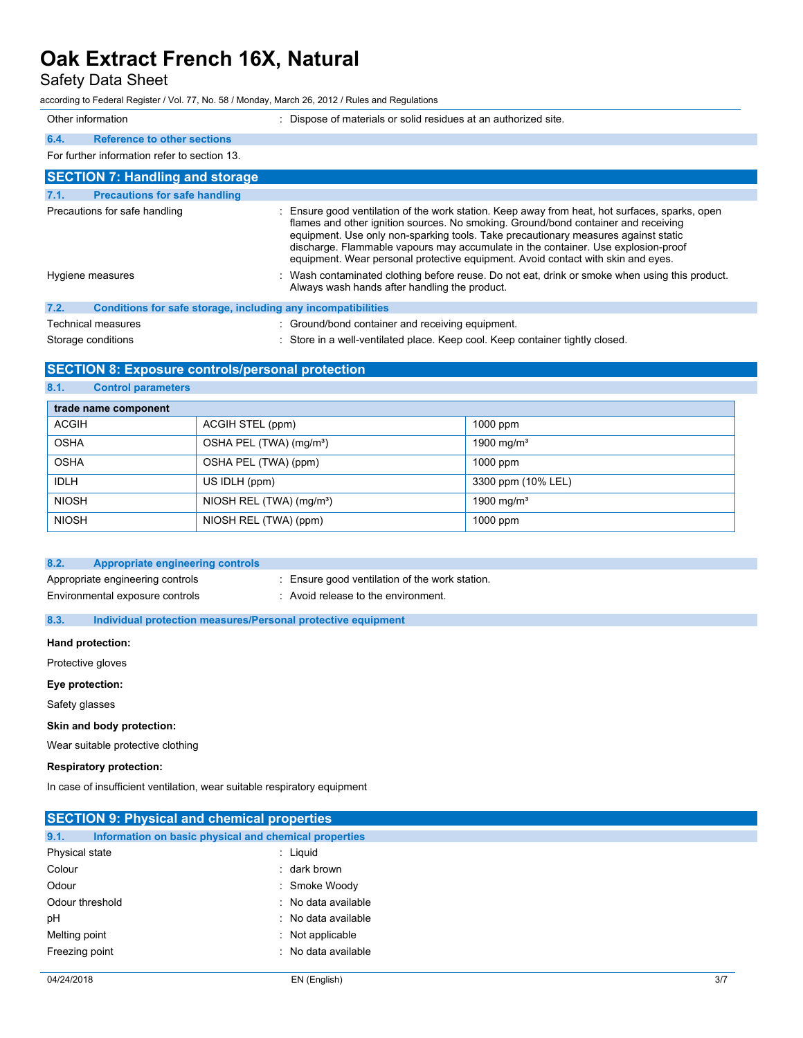| | |
|---|---|
| Other information | : Dispose of materials or solid residues at an authorized site. |

### 6.4. Reference to other sections

For further information refer to section 13.

## SECTION 7: Handling and storage

### 7.1. Precautions for safe handling

| | |
|---|---|
| Precautions for safe handling | : Ensure good ventilation of the work station. Keep away from heat, hot surfaces, sparks, open flames and other ignition sources. No smoking. Ground/bond container and receiving equipment. Use only non-sparking tools. Take precautionary measures against static discharge. Flammable vapours may accumulate in the container. Use explosion-proof equipment. Wear personal protective equipment. Avoid contact with skin and eyes. |
| Hygiene measures | : Wash contaminated clothing before reuse. Do not eat, drink or smoke when using this product. Always wash hands after handling the product. |

### 7.2. Conditions for safe storage, including any incompatibilities

| | |
|---|---|
| Technical measures | : Ground/bond container and receiving equipment. |
| Storage conditions | : Store in a well-ventilated place. Keep cool. Keep container tightly closed. |

## SECTION 8: Exposure controls/personal protection

### 8.1. Control parameters

| trade name component | | |
|---|---|---|
| ACGIH | ACGIH STEL (ppm) | 1000 ppm |
| OSHA | OSHA PEL (TWA) (mg/m³) | 1900 mg/m³ |
| OSHA | OSHA PEL (TWA) (ppm) | 1000 ppm |
| IDLH | US IDLH (ppm) | 3300 ppm (10% LEL) |
| NIOSH | NIOSH REL (TWA) (mg/m³) | 1900 mg/m³ |
| NIOSH | NIOSH REL (TWA) (ppm) | 1000 ppm |

### 8.2. Appropriate engineering controls

| | |
|---|---|
| Appropriate engineering controls | : Ensure good ventilation of the work station. |
| Environmental exposure controls | : Avoid release to the environment. |

### 8.3. Individual protection measures/Personal protective equipment

**Hand protection:**

Protective gloves

**Eye protection:**

Safety glasses

**Skin and body protection:**

Wear suitable protective clothing

**Respiratory protection:**

In case of insufficient ventilation, wear suitable respiratory equipment

## SECTION 9: Physical and chemical properties

### 9.1. Information on basic physical and chemical properties

| | |
|---|---|
| Physical state | : Liquid |
| Colour | : dark brown |
| Odour | : Smoke Woody |
| Odour threshold | : No data available |
| pH | : No data available |
| Melting point | : Not applicable |
| Freezing point | : No data available |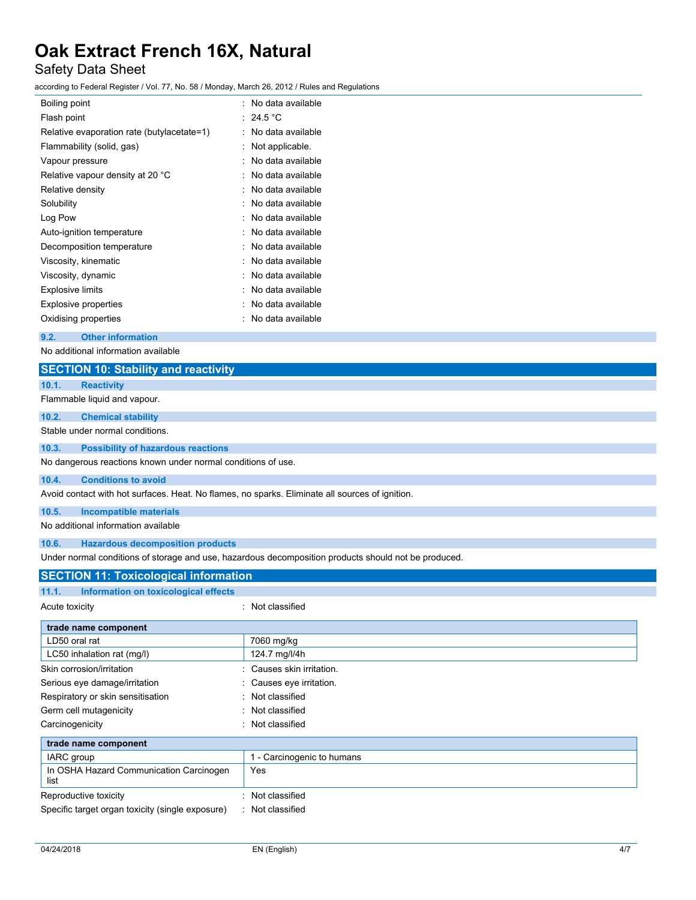| | |
|---|---|
| Boiling point | : No data available |
| Flash point | : 24.5 °C |
| Relative evaporation rate (butylacetate=1) | : No data available |
| Flammability (solid, gas) | : Not applicable. |
| Vapour pressure | : No data available |
| Relative vapour density at 20 °C | : No data available |
| Relative density | : No data available |
| Solubility | : No data available |
| Log Pow | : No data available |
| Auto-ignition temperature | : No data available |
| Decomposition temperature | : No data available |
| Viscosity, kinematic | : No data available |
| Viscosity, dynamic | : No data available |
| Explosive limits | : No data available |
| Explosive properties | : No data available |
| Oxidising properties | : No data available |

### 9.2. Other information

No additional information available

## SECTION 10: Stability and reactivity

### 10.1. Reactivity

Flammable liquid and vapour.

### 10.2. Chemical stability

Stable under normal conditions.

### 10.3. Possibility of hazardous reactions

No dangerous reactions known under normal conditions of use.

### 10.4. Conditions to avoid

Avoid contact with hot surfaces. Heat. No flames, no sparks. Eliminate all sources of ignition.

### 10.5. Incompatible materials

No additional information available

### 10.6. Hazardous decomposition products

Under normal conditions of storage and use, hazardous decomposition products should not be produced.

## SECTION 11: Toxicological information

### 11.1. Information on toxicological effects

Acute toxicity : Not classified

| trade name component | |
|---|---|
| LD50 oral rat | 7060 mg/kg |
| LC50 inhalation rat (mg/l) | 124.7 mg/l/4h |

| | |
|---|---|
| Skin corrosion/irritation | : Causes skin irritation. |
| Serious eye damage/irritation | : Causes eye irritation. |
| Respiratory or skin sensitisation | : Not classified |
| Germ cell mutagenicity | : Not classified |
| Carcinogenicity | : Not classified |

| trade name component | |
|---|---|
| IARC group | 1 - Carcinogenic to humans |
| In OSHA Hazard Communication Carcinogen list | Yes |

| | |
|---|---|
| Reproductive toxicity | : Not classified |
| Specific target organ toxicity (single exposure) | : Not classified |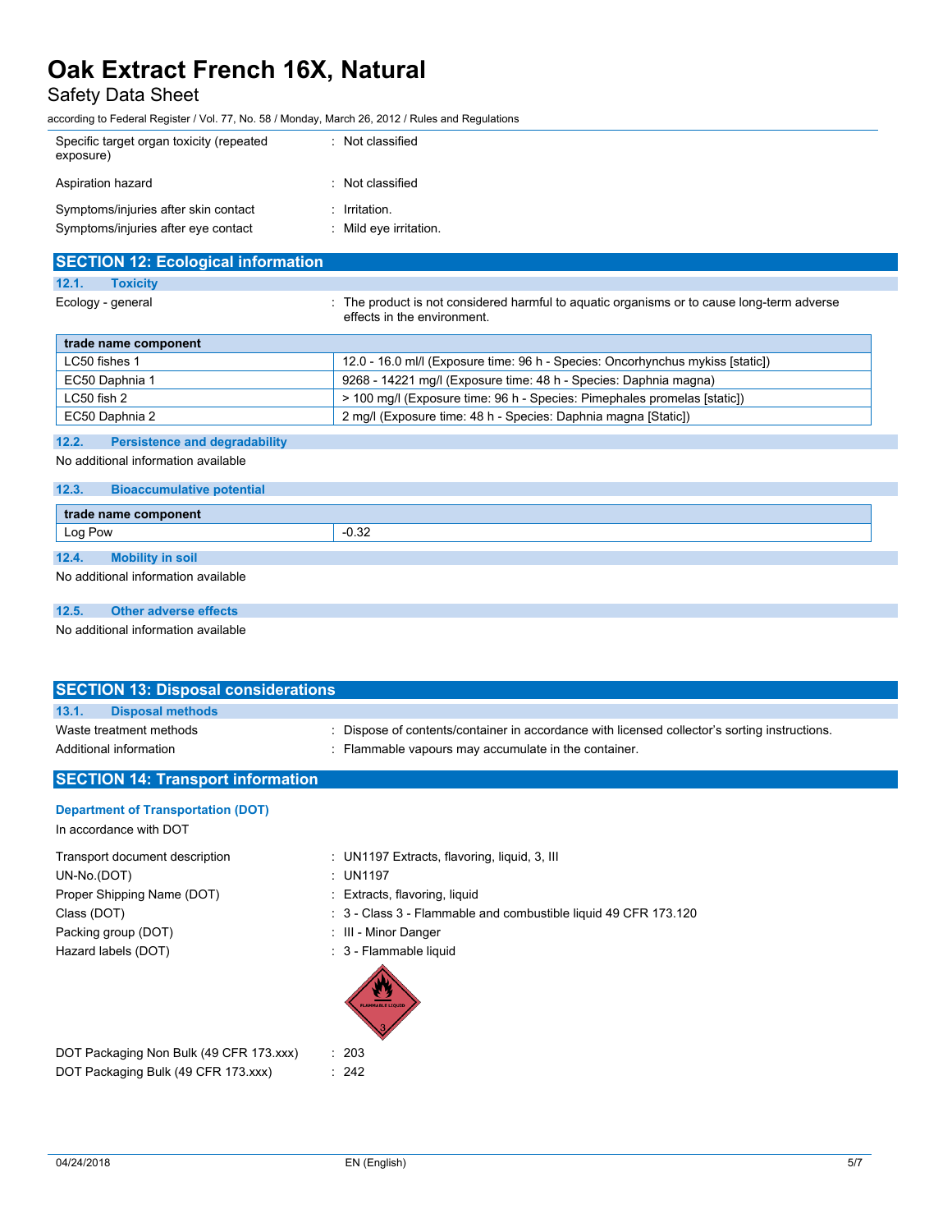| | |
|---|---|
| Specific target organ toxicity (repeated exposure) | : Not classified |
| Aspiration hazard | : Not classified |
| Symptoms/injuries after skin contact | : Irritation. |
| Symptoms/injuries after eye contact | : Mild eye irritation. |

## SECTION 12: Ecological information

### 12.1. Toxicity

Ecology - general : The product is not considered harmful to aquatic organisms or to cause long-term adverse effects in the environment.

| trade name component | |
|---|---|
| LC50 fishes 1 | 12.0 - 16.0 ml/l (Exposure time: 96 h - Species: Oncorhynchus mykiss [static]) |
| EC50 Daphnia 1 | 9268 - 14221 mg/l (Exposure time: 48 h - Species: Daphnia magna) |
| LC50 fish 2 | > 100 mg/l (Exposure time: 96 h - Species: Pimephales promelas [static]) |
| EC50 Daphnia 2 | 2 mg/l (Exposure time: 48 h - Species: Daphnia magna [Static]) |

### 12.2. Persistence and degradability

No additional information available

### 12.3. Bioaccumulative potential

| trade name component | |
|---|---|
| Log Pow | -0.32 |

### 12.4. Mobility in soil

No additional information available

### 12.5. Other adverse effects

No additional information available

## SECTION 13: Disposal considerations

### 13.1. Disposal methods

| | |
|---|---|
| Waste treatment methods | : Dispose of contents/container in accordance with licensed collector's sorting instructions. |
| Additional information | : Flammable vapours may accumulate in the container. |

## SECTION 14: Transport information

### Department of Transportation (DOT)

In accordance with DOT

| | |
|---|---|
| Transport document description | : UN1197 Extracts, flavoring, liquid, 3, III |
| UN-No.(DOT) | : UN1197 |
| Proper Shipping Name (DOT) | : Extracts, flavoring, liquid |
| Class (DOT) | : 3 - Class 3 - Flammable and combustible liquid 49 CFR 173.120 |
| Packing group (DOT) | : III - Minor Danger |
| Hazard labels (DOT) | : 3 - Flammable liquid |
| DOT Packaging Non Bulk (49 CFR 173.xxx) | : 203 |
| DOT Packaging Bulk (49 CFR 173.xxx) | : 242 |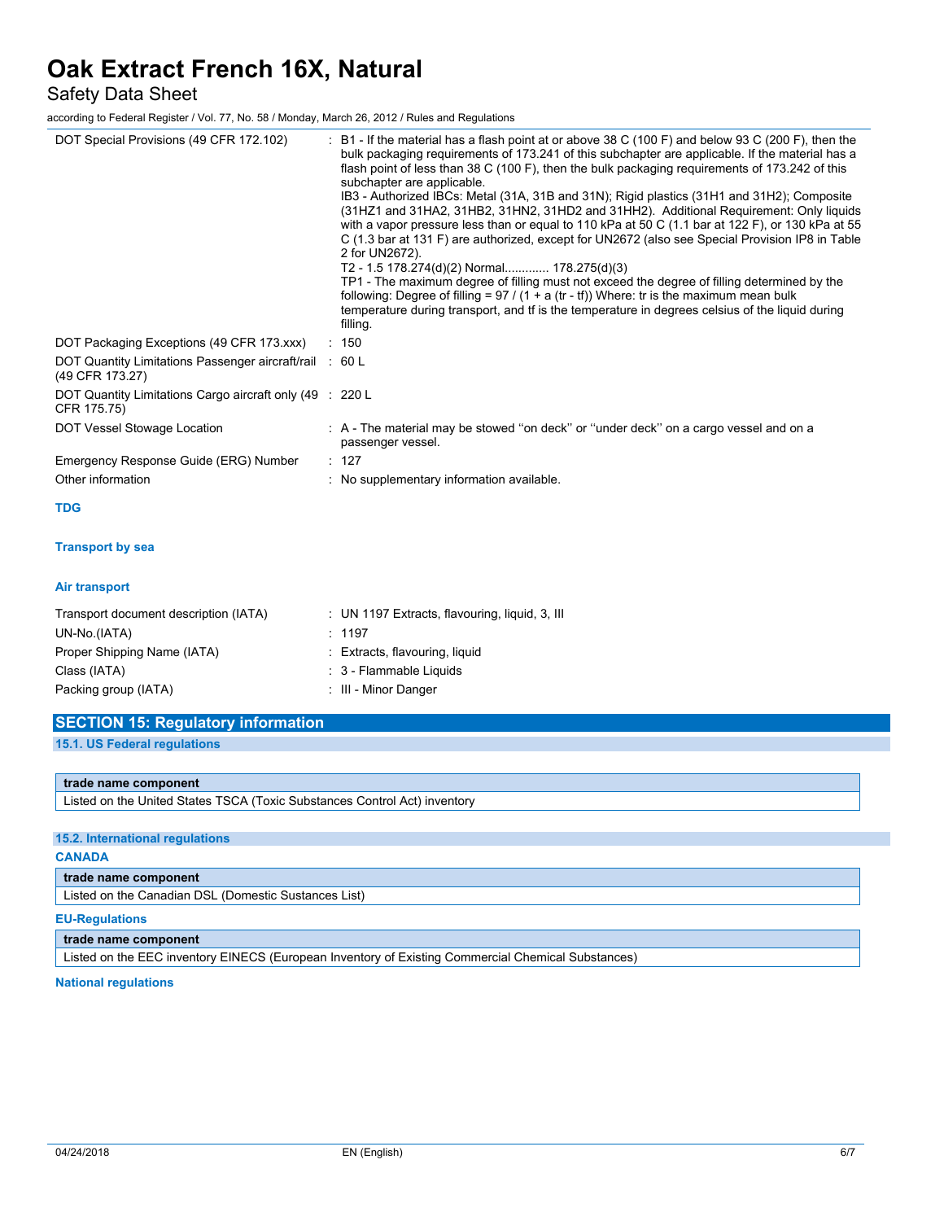| | |
|---|---|
| DOT Special Provisions (49 CFR 172.102) | : B1 - If the material has a flash point at or above 38 C (100 F) and below 93 C (200 F), then the bulk packaging requirements of 173.241 of this subchapter are applicable. If the material has a flash point of less than 38 C (100 F), then the bulk packaging requirements of 173.242 of this subchapter are applicable.<br>IB3 - Authorized IBCs: Metal (31A, 31B and 31N); Rigid plastics (31H1 and 31H2); Composite (31HZ1 and 31HA2, 31HB2, 31HN2, 31HD2 and 31HH2). Additional Requirement: Only liquids with a vapor pressure less than or equal to 110 kPa at 50 C (1.1 bar at 122 F), or 130 kPa at 55 C (1.3 bar at 131 F) are authorized, except for UN2672 (also see Special Provision IP8 in Table 2 for UN2672).<br>T2 - 1.5 178.274(d)(2) Normal............ 178.275(d)(3)<br>TP1 - The maximum degree of filling must not exceed the degree of filling determined by the following: Degree of filling = 97 / (1 + a (tr - tf)) Where: tr is the maximum mean bulk temperature during transport, and tf is the temperature in degrees celsius of the liquid during filling. |
| DOT Packaging Exceptions (49 CFR 173.xxx) | : 150 |
| DOT Quantity Limitations Passenger aircraft/rail (49 CFR 173.27) | : 60 L |
| DOT Quantity Limitations Cargo aircraft only (49 CFR 175.75) | : 220 L |
| DOT Vessel Stowage Location | : A - The material may be stowed ''on deck'' or ''under deck'' on a cargo vessel and on a passenger vessel. |
| Emergency Response Guide (ERG) Number | : 127 |
| Other information | : No supplementary information available. |

**TDG**

**Transport by sea**

**Air transport**

| | |
|---|---|
| Transport document description (IATA) | : UN 1197 Extracts, flavouring, liquid, 3, III |
| UN-No.(IATA) | : 1197 |
| Proper Shipping Name (IATA) | : Extracts, flavouring, liquid |
| Class (IATA) | : 3 - Flammable Liquids |
| Packing group (IATA) | : III - Minor Danger |

## SECTION 15: Regulatory information

### 15.1. US Federal regulations

| trade name component |
|---|
| Listed on the United States TSCA (Toxic Substances Control Act) inventory |

### 15.2. International regulations

**CANADA**

| trade name component |
|---|
| Listed on the Canadian DSL (Domestic Sustances List) |

**EU-Regulations**

| trade name component |
|---|
| Listed on the EEC inventory EINECS (European Inventory of Existing Commercial Chemical Substances) |

**National regulations**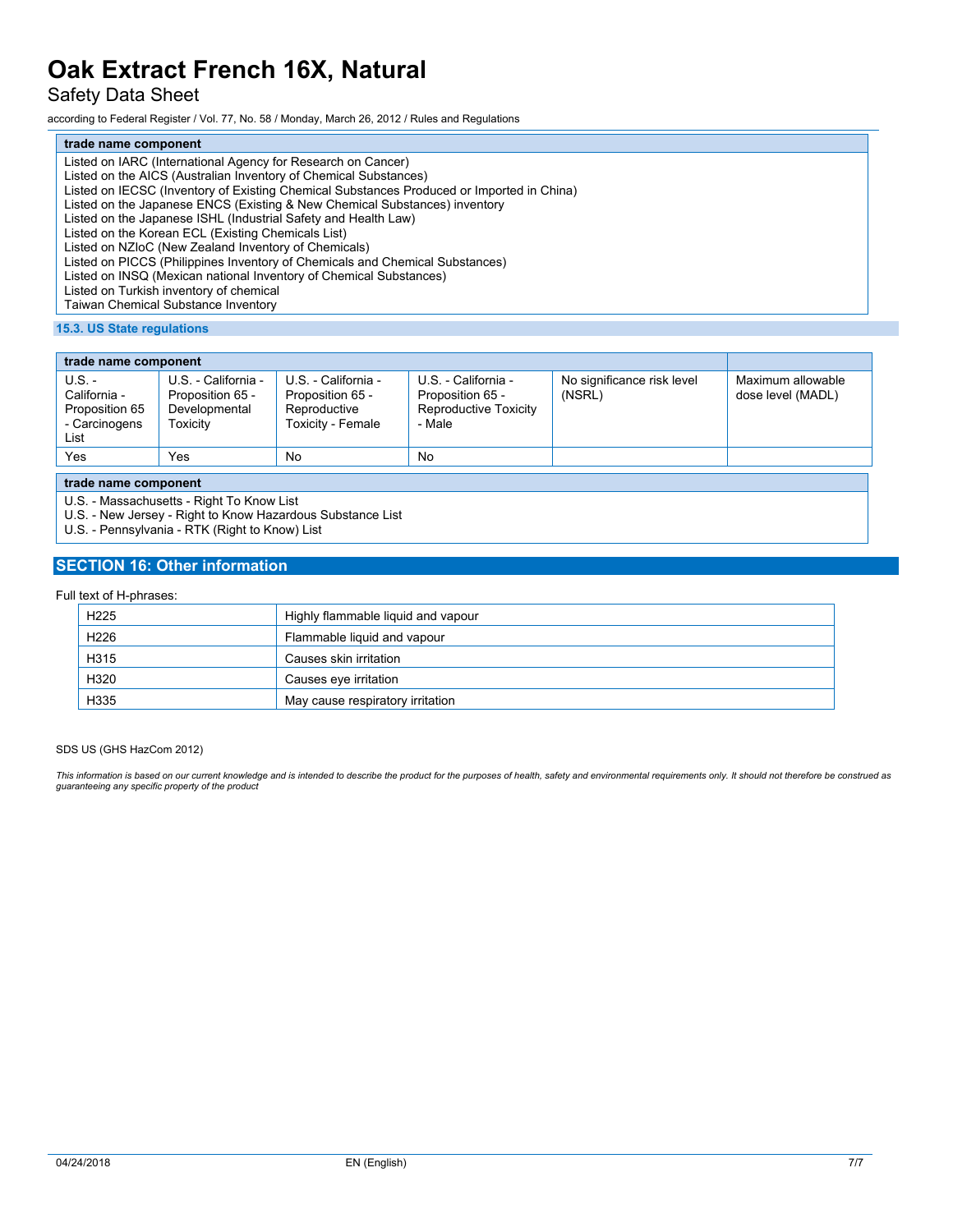| trade name component |
| --- |
| Listed on IARC (International Agency for Research on Cancer)<br>Listed on the AICS (Australian Inventory of Chemical Substances)<br>Listed on IECSC (Inventory of Existing Chemical Substances Produced or Imported in China)<br>Listed on the Japanese ENCS (Existing & New Chemical Substances) inventory<br>Listed on the Japanese ISHL (Industrial Safety and Health Law)<br>Listed on the Korean ECL (Existing Chemicals List)<br>Listed on NZIoC (New Zealand Inventory of Chemicals)<br>Listed on PICCS (Philippines Inventory of Chemicals and Chemical Substances)<br>Listed on INSQ (Mexican national Inventory of Chemical Substances)<br>Listed on Turkish inventory of chemical<br>Taiwan Chemical Substance Inventory |

### 15.3. US State regulations

| trade name component | | | | | |
| --- | --- | --- | --- | --- | --- |
| U.S. - California - Proposition 65 - Carcinogens List | U.S. - California - Proposition 65 - Developmental Toxicity | U.S. - California - Proposition 65 - Reproductive Toxicity - Female | U.S. - California - Proposition 65 - Reproductive Toxicity - Male | No significance risk level (NSRL) | Maximum allowable dose level (MADL) |
| Yes | Yes | No | No | | |

| trade name component |
| --- |
| U.S. - Massachusetts - Right To Know List<br>U.S. - New Jersey - Right to Know Hazardous Substance List<br>U.S. - Pennsylvania - RTK (Right to Know) List |

## SECTION 16: Other information

Full text of H-phrases:

| | |
| --- | --- |
| H225 | Highly flammable liquid and vapour |
| H226 | Flammable liquid and vapour |
| H315 | Causes skin irritation |
| H320 | Causes eye irritation |
| H335 | May cause respiratory irritation |

SDS US (GHS HazCom 2012)

*This information is based on our current knowledge and is intended to describe the product for the purposes of health, safety and environmental requirements only. It should not therefore be construed as guaranteeing any specific property of the product*